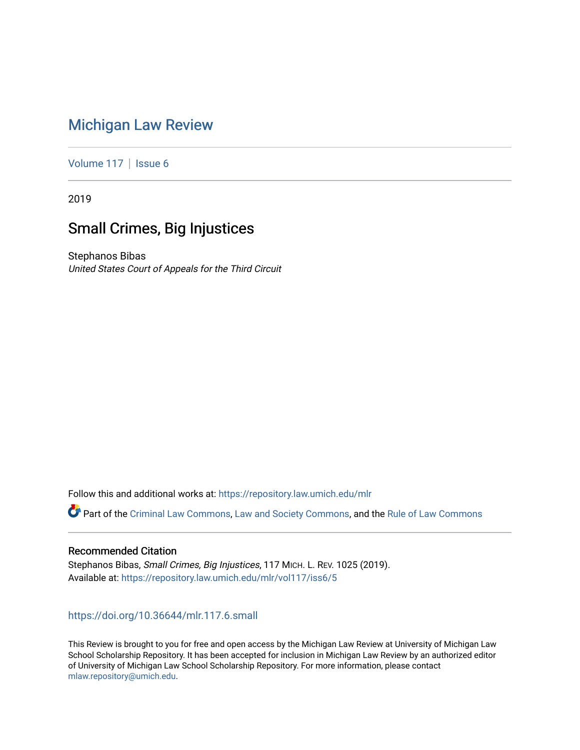# Michigan Law Review

Volume 117 | Issue 6

2019

## Small Crimes, Big Injustices

Stephanos Bibas
*United States Court of Appeals for the Third Circuit*

Follow this and additional works at: https://repository.law.umich.edu/mlr

Part of the Criminal Law Commons, Law and Society Commons, and the Rule of Law Commons

### Recommended Citation

Stephanos Bibas, *Small Crimes, Big Injustices*, 117 MICH. L. REV. 1025 (2019).
Available at: https://repository.law.umich.edu/mlr/vol117/iss6/5

https://doi.org/10.36644/mlr.117.6.small

This Review is brought to you for free and open access by the Michigan Law Review at University of Michigan Law School Scholarship Repository. It has been accepted for inclusion in Michigan Law Review by an authorized editor of University of Michigan Law School Scholarship Repository. For more information, please contact mlaw.repository@umich.edu.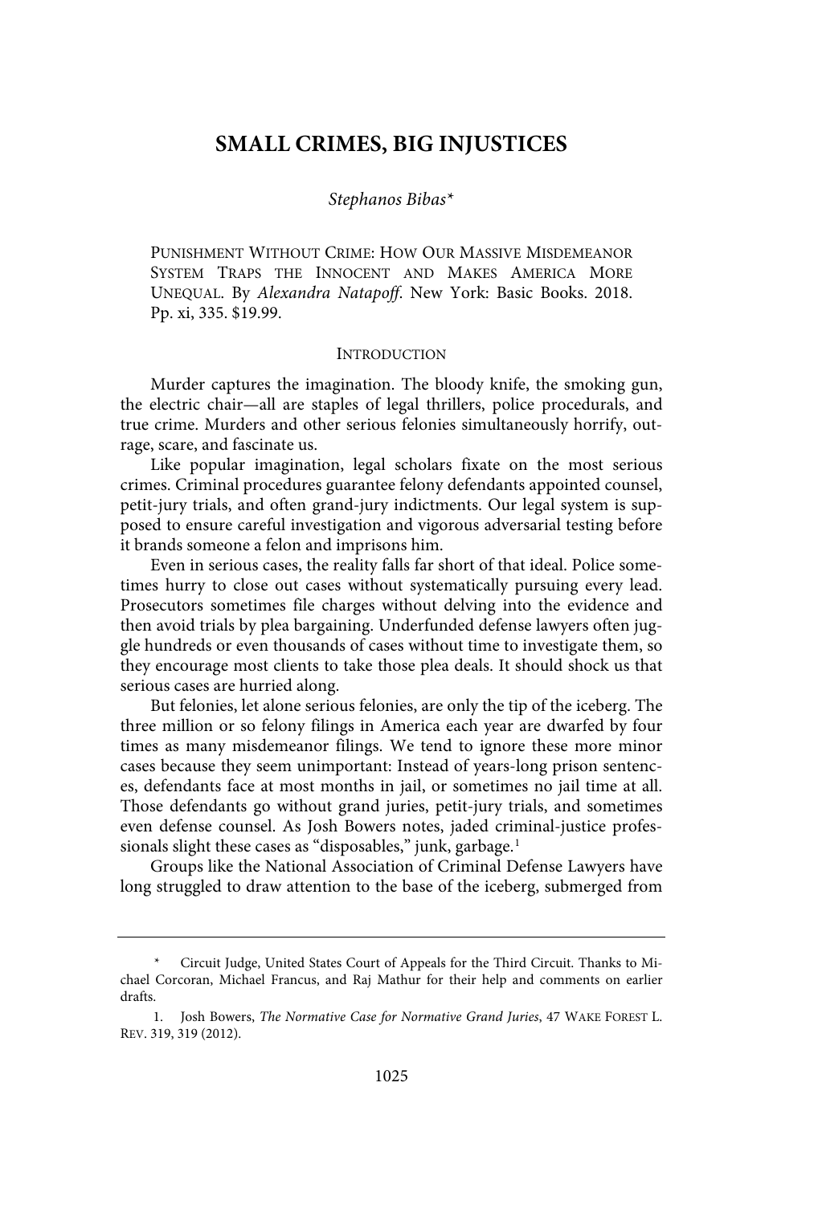# SMALL CRIMES, BIG INJUSTICES

*Stephanos Bibas**

PUNISHMENT WITHOUT CRIME: HOW OUR MASSIVE MISDEMEANOR SYSTEM TRAPS THE INNOCENT AND MAKES AMERICA MORE UNEQUAL. By *Alexandra Natapoff*. New York: Basic Books. 2018. Pp. xi, 335. $19.99.

## INTRODUCTION

Murder captures the imagination. The bloody knife, the smoking gun, the electric chair—all are staples of legal thrillers, police procedurals, and true crime. Murders and other serious felonies simultaneously horrify, outrage, scare, and fascinate us.

Like popular imagination, legal scholars fixate on the most serious crimes. Criminal procedures guarantee felony defendants appointed counsel, petit-jury trials, and often grand-jury indictments. Our legal system is supposed to ensure careful investigation and vigorous adversarial testing before it brands someone a felon and imprisons him.

Even in serious cases, the reality falls far short of that ideal. Police sometimes hurry to close out cases without systematically pursuing every lead. Prosecutors sometimes file charges without delving into the evidence and then avoid trials by plea bargaining. Underfunded defense lawyers often juggle hundreds or even thousands of cases without time to investigate them, so they encourage most clients to take those plea deals. It should shock us that serious cases are hurried along.

But felonies, let alone serious felonies, are only the tip of the iceberg. The three million or so felony filings in America each year are dwarfed by four times as many misdemeanor filings. We tend to ignore these more minor cases because they seem unimportant: Instead of years-long prison sentences, defendants face at most months in jail, or sometimes no jail time at all. Those defendants go without grand juries, petit-jury trials, and sometimes even defense counsel. As Josh Bowers notes, jaded criminal-justice professionals slight these cases as "disposables," junk, garbage.[1]

Groups like the National Association of Criminal Defense Lawyers have long struggled to draw attention to the base of the iceberg, submerged from

---

\* Circuit Judge, United States Court of Appeals for the Third Circuit. Thanks to Michael Corcoran, Michael Francus, and Raj Mathur for their help and comments on earlier drafts.

1. Josh Bowers, *The Normative Case for Normative Grand Juries*, 47 WAKE FOREST L. REV. 319, 319 (2012).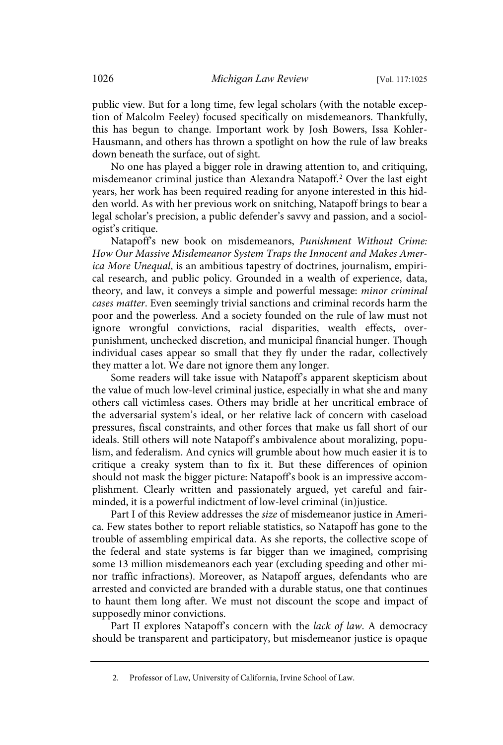public view. But for a long time, few legal scholars (with the notable exception of Malcolm Feeley) focused specifically on misdemeanors. Thankfully, this has begun to change. Important work by Josh Bowers, Issa Kohler-Hausmann, and others has thrown a spotlight on how the rule of law breaks down beneath the surface, out of sight.

No one has played a bigger role in drawing attention to, and critiquing, misdemeanor criminal justice than Alexandra Natapoff.[2] Over the last eight years, her work has been required reading for anyone interested in this hidden world. As with her previous work on snitching, Natapoff brings to bear a legal scholar's precision, a public defender's savvy and passion, and a sociologist's critique.

Natapoff's new book on misdemeanors, *Punishment Without Crime: How Our Massive Misdemeanor System Traps the Innocent and Makes America More Unequal*, is an ambitious tapestry of doctrines, journalism, empirical research, and public policy. Grounded in a wealth of experience, data, theory, and law, it conveys a simple and powerful message: *minor criminal cases matter*. Even seemingly trivial sanctions and criminal records harm the poor and the powerless. And a society founded on the rule of law must not ignore wrongful convictions, racial disparities, wealth effects, over-punishment, unchecked discretion, and municipal financial hunger. Though individual cases appear so small that they fly under the radar, collectively they matter a lot. We dare not ignore them any longer.

Some readers will take issue with Natapoff's apparent skepticism about the value of much low-level criminal justice, especially in what she and many others call victimless cases. Others may bridle at her uncritical embrace of the adversarial system's ideal, or her relative lack of concern with caseload pressures, fiscal constraints, and other forces that make us fall short of our ideals. Still others will note Natapoff's ambivalence about moralizing, populism, and federalism. And cynics will grumble about how much easier it is to critique a creaky system than to fix it. But these differences of opinion should not mask the bigger picture: Natapoff's book is an impressive accomplishment. Clearly written and passionately argued, yet careful and fair-minded, it is a powerful indictment of low-level criminal (in)justice.

Part I of this Review addresses the *size* of misdemeanor justice in America. Few states bother to report reliable statistics, so Natapoff has gone to the trouble of assembling empirical data. As she reports, the collective scope of the federal and state systems is far bigger than we imagined, comprising some 13 million misdemeanors each year (excluding speeding and other minor traffic infractions). Moreover, as Natapoff argues, defendants who are arrested and convicted are branded with a durable status, one that continues to haunt them long after. We must not discount the scope and impact of supposedly minor convictions.

Part II explores Natapoff's concern with the *lack of law*. A democracy should be transparent and participatory, but misdemeanor justice is opaque

2. Professor of Law, University of California, Irvine School of Law.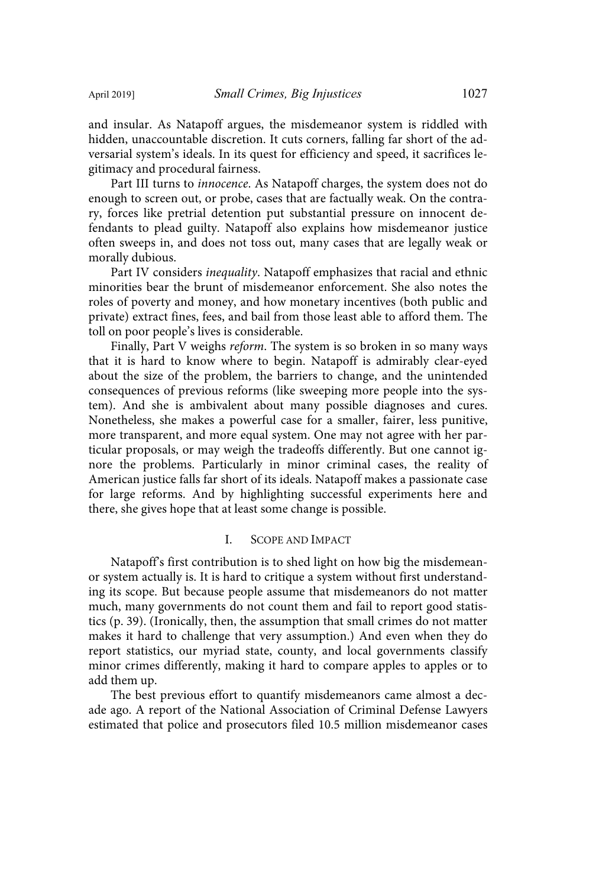and insular. As Natapoff argues, the misdemeanor system is riddled with hidden, unaccountable discretion. It cuts corners, falling far short of the adversarial system's ideals. In its quest for efficiency and speed, it sacrifices legitimacy and procedural fairness.

Part III turns to *innocence*. As Natapoff charges, the system does not do enough to screen out, or probe, cases that are factually weak. On the contrary, forces like pretrial detention put substantial pressure on innocent defendants to plead guilty. Natapoff also explains how misdemeanor justice often sweeps in, and does not toss out, many cases that are legally weak or morally dubious.

Part IV considers *inequality*. Natapoff emphasizes that racial and ethnic minorities bear the brunt of misdemeanor enforcement. She also notes the roles of poverty and money, and how monetary incentives (both public and private) extract fines, fees, and bail from those least able to afford them. The toll on poor people's lives is considerable.

Finally, Part V weighs *reform*. The system is so broken in so many ways that it is hard to know where to begin. Natapoff is admirably clear-eyed about the size of the problem, the barriers to change, and the unintended consequences of previous reforms (like sweeping more people into the system). And she is ambivalent about many possible diagnoses and cures. Nonetheless, she makes a powerful case for a smaller, fairer, less punitive, more transparent, and more equal system. One may not agree with her particular proposals, or may weigh the tradeoffs differently. But one cannot ignore the problems. Particularly in minor criminal cases, the reality of American justice falls far short of its ideals. Natapoff makes a passionate case for large reforms. And by highlighting successful experiments here and there, she gives hope that at least some change is possible.

## I. Scope and Impact

Natapoff's first contribution is to shed light on how big the misdemeanor system actually is. It is hard to critique a system without first understanding its scope. But because people assume that misdemeanors do not matter much, many governments do not count them and fail to report good statistics (p. 39). (Ironically, then, the assumption that small crimes do not matter makes it hard to challenge that very assumption.) And even when they do report statistics, our myriad state, county, and local governments classify minor crimes differently, making it hard to compare apples to apples or to add them up.

The best previous effort to quantify misdemeanors came almost a decade ago. A report of the National Association of Criminal Defense Lawyers estimated that police and prosecutors filed 10.5 million misdemeanor cases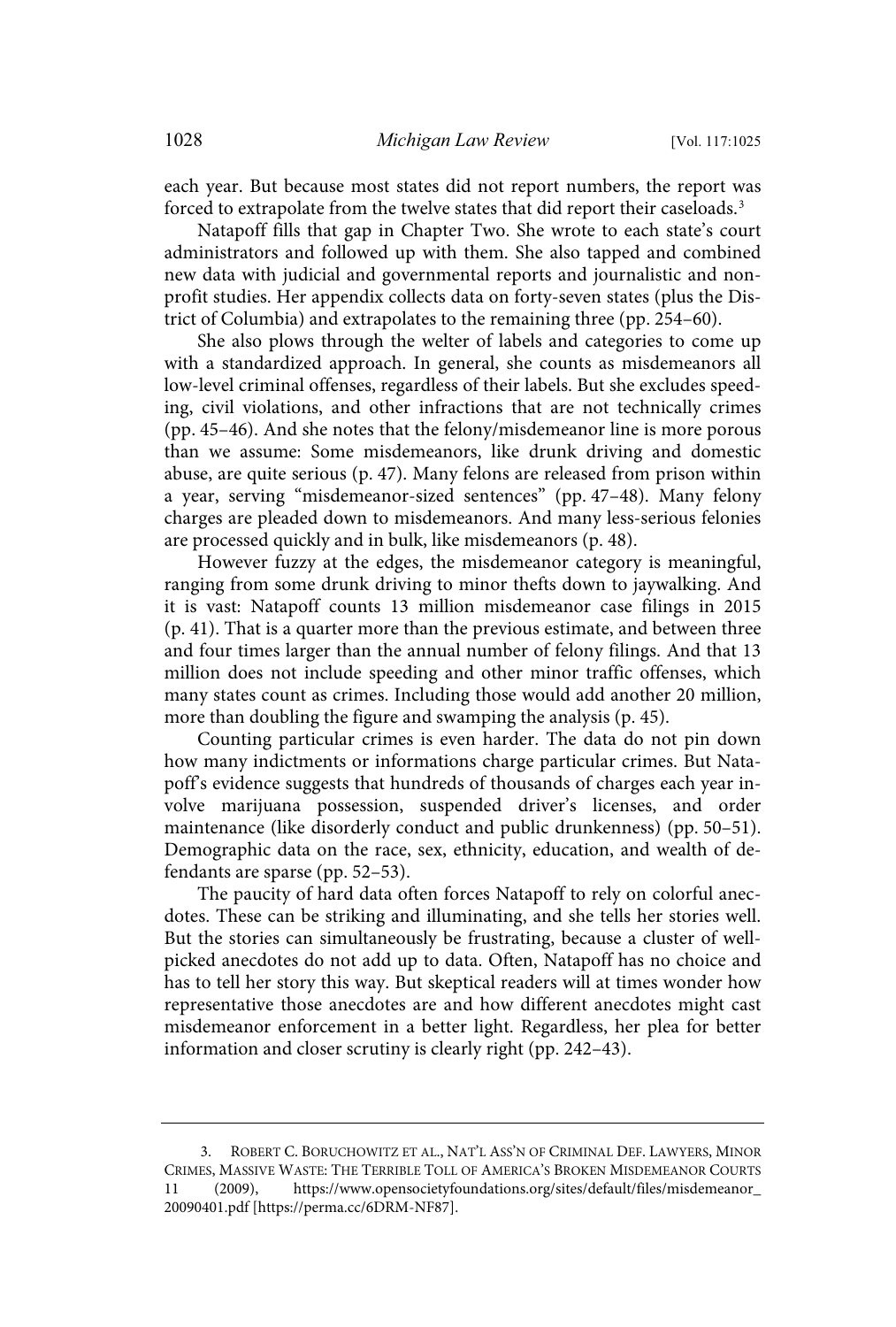each year. But because most states did not report numbers, the report was forced to extrapolate from the twelve states that did report their caseloads.[3]

Natapoff fills that gap in Chapter Two. She wrote to each state's court administrators and followed up with them. She also tapped and combined new data with judicial and governmental reports and journalistic and nonprofit studies. Her appendix collects data on forty-seven states (plus the District of Columbia) and extrapolates to the remaining three (pp. 254–60).

She also plows through the welter of labels and categories to come up with a standardized approach. In general, she counts as misdemeanors all low-level criminal offenses, regardless of their labels. But she excludes speeding, civil violations, and other infractions that are not technically crimes (pp. 45–46). And she notes that the felony/misdemeanor line is more porous than we assume: Some misdemeanors, like drunk driving and domestic abuse, are quite serious (p. 47). Many felons are released from prison within a year, serving "misdemeanor-sized sentences" (pp. 47–48). Many felony charges are pleaded down to misdemeanors. And many less-serious felonies are processed quickly and in bulk, like misdemeanors (p. 48).

However fuzzy at the edges, the misdemeanor category is meaningful, ranging from some drunk driving to minor thefts down to jaywalking. And it is vast: Natapoff counts 13 million misdemeanor case filings in 2015 (p. 41). That is a quarter more than the previous estimate, and between three and four times larger than the annual number of felony filings. And that 13 million does not include speeding and other minor traffic offenses, which many states count as crimes. Including those would add another 20 million, more than doubling the figure and swamping the analysis (p. 45).

Counting particular crimes is even harder. The data do not pin down how many indictments or informations charge particular crimes. But Natapoff's evidence suggests that hundreds of thousands of charges each year involve marijuana possession, suspended driver's licenses, and order maintenance (like disorderly conduct and public drunkenness) (pp. 50–51). Demographic data on the race, sex, ethnicity, education, and wealth of defendants are sparse (pp. 52–53).

The paucity of hard data often forces Natapoff to rely on colorful anecdotes. These can be striking and illuminating, and she tells her stories well. But the stories can simultaneously be frustrating, because a cluster of well-picked anecdotes do not add up to data. Often, Natapoff has no choice and has to tell her story this way. But skeptical readers will at times wonder how representative those anecdotes are and how different anecdotes might cast misdemeanor enforcement in a better light. Regardless, her plea for better information and closer scrutiny is clearly right (pp. 242–43).

---

3. Robert C. Boruchowitz et al., Nat'l Ass'n of Criminal Def. Lawyers, Minor Crimes, Massive Waste: The Terrible Toll of America's Broken Misdemeanor Courts 11 (2009), https://www.opensocietyfoundations.org/sites/default/files/misdemeanor_20090401.pdf [https://perma.cc/6DRM-NF87].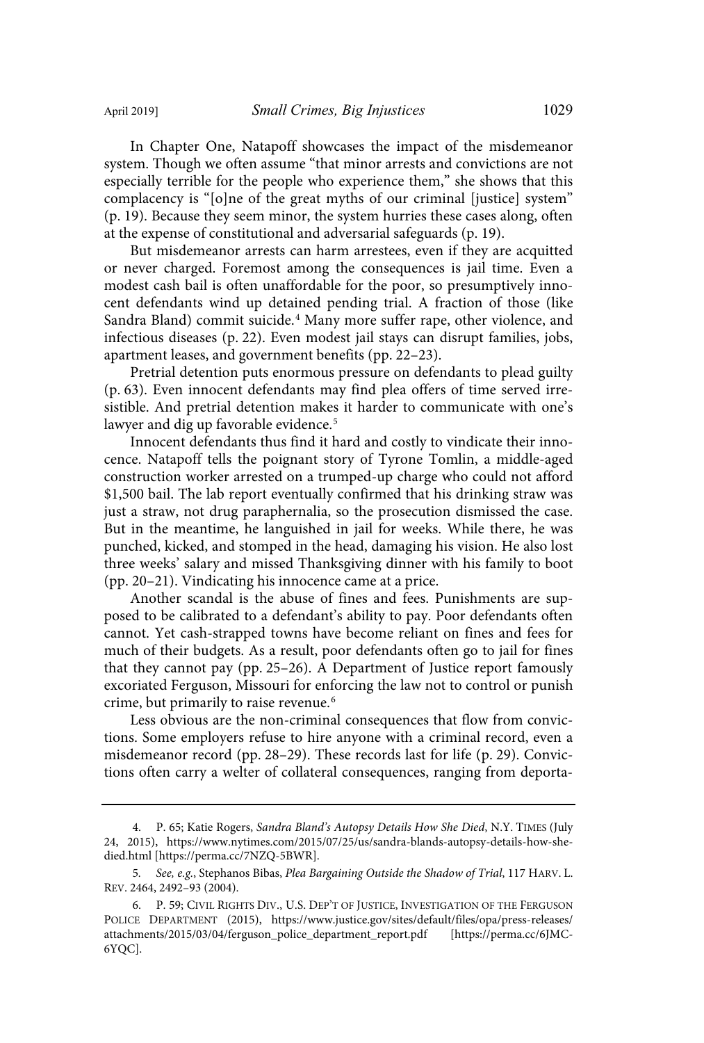In Chapter One, Natapoff showcases the impact of the misdemeanor system. Though we often assume "that minor arrests and convictions are not especially terrible for the people who experience them," she shows that this complacency is "[o]ne of the great myths of our criminal [justice] system" (p. 19). Because they seem minor, the system hurries these cases along, often at the expense of constitutional and adversarial safeguards (p. 19).

But misdemeanor arrests can harm arrestees, even if they are acquitted or never charged. Foremost among the consequences is jail time. Even a modest cash bail is often unaffordable for the poor, so presumptively innocent defendants wind up detained pending trial. A fraction of those (like Sandra Bland) commit suicide.[4] Many more suffer rape, other violence, and infectious diseases (p. 22). Even modest jail stays can disrupt families, jobs, apartment leases, and government benefits (pp. 22–23).

Pretrial detention puts enormous pressure on defendants to plead guilty (p. 63). Even innocent defendants may find plea offers of time served irresistible. And pretrial detention makes it harder to communicate with one's lawyer and dig up favorable evidence.[5]

Innocent defendants thus find it hard and costly to vindicate their innocence. Natapoff tells the poignant story of Tyrone Tomlin, a middle-aged construction worker arrested on a trumped-up charge who could not afford $1,500 bail. The lab report eventually confirmed that his drinking straw was just a straw, not drug paraphernalia, so the prosecution dismissed the case. But in the meantime, he languished in jail for weeks. While there, he was punched, kicked, and stomped in the head, damaging his vision. He also lost three weeks' salary and missed Thanksgiving dinner with his family to boot (pp. 20–21). Vindicating his innocence came at a price.

Another scandal is the abuse of fines and fees. Punishments are supposed to be calibrated to a defendant's ability to pay. Poor defendants often cannot. Yet cash-strapped towns have become reliant on fines and fees for much of their budgets. As a result, poor defendants often go to jail for fines that they cannot pay (pp. 25–26). A Department of Justice report famously excoriated Ferguson, Missouri for enforcing the law not to control or punish crime, but primarily to raise revenue.[6]

Less obvious are the non-criminal consequences that flow from convictions. Some employers refuse to hire anyone with a criminal record, even a misdemeanor record (pp. 28–29). These records last for life (p. 29). Convictions often carry a welter of collateral consequences, ranging from deporta-

---

4. P. 65; Katie Rogers, *Sandra Bland's Autopsy Details How She Died*, N.Y. TIMES (July 24, 2015), https://www.nytimes.com/2015/07/25/us/sandra-blands-autopsy-details-how-she-died.html [https://perma.cc/7NZQ-5BWR].

5. *See, e.g.*, Stephanos Bibas, *Plea Bargaining Outside the Shadow of Trial*, 117 HARV. L. REV. 2464, 2492–93 (2004).

6. P. 59; CIVIL RIGHTS DIV., U.S. DEP'T OF JUSTICE, INVESTIGATION OF THE FERGUSON POLICE DEPARTMENT (2015), https://www.justice.gov/sites/default/files/opa/press-releases/attachments/2015/03/04/ferguson_police_department_report.pdf [https://perma.cc/6JMC-6YQC].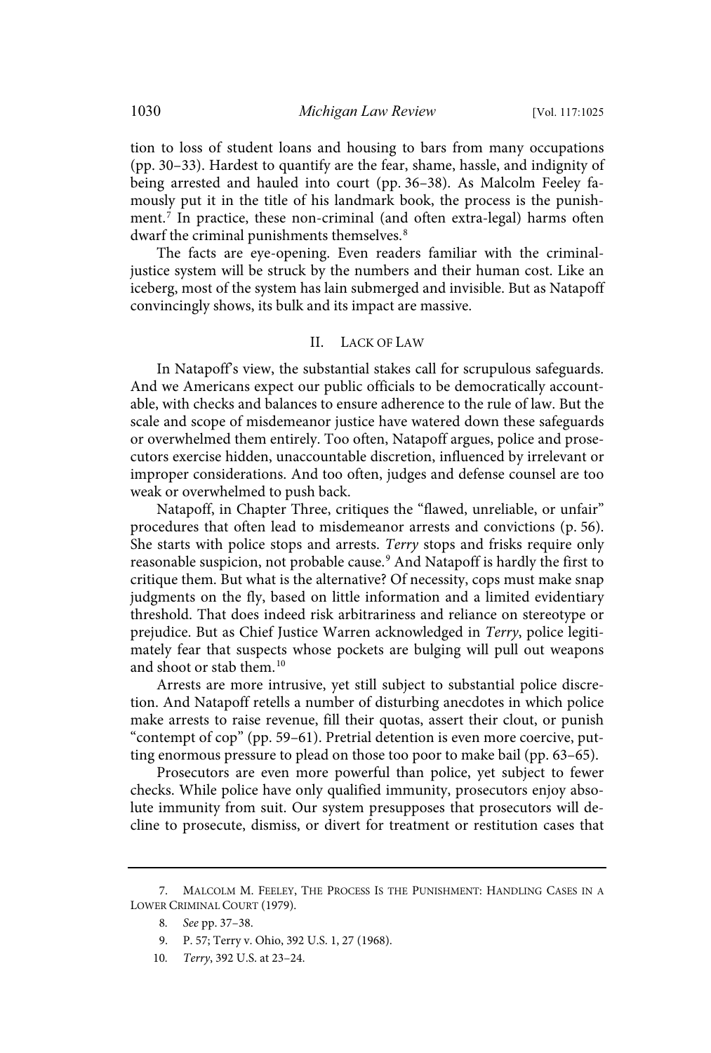tion to loss of student loans and housing to bars from many occupations (pp. 30–33). Hardest to quantify are the fear, shame, hassle, and indignity of being arrested and hauled into court (pp. 36–38). As Malcolm Feeley famously put it in the title of his landmark book, the process is the punishment.[7] In practice, these non-criminal (and often extra-legal) harms often dwarf the criminal punishments themselves.[8]

The facts are eye-opening. Even readers familiar with the criminal-justice system will be struck by the numbers and their human cost. Like an iceberg, most of the system has lain submerged and invisible. But as Natapoff convincingly shows, its bulk and its impact are massive.

## II. LACK OF LAW

In Natapoff's view, the substantial stakes call for scrupulous safeguards. And we Americans expect our public officials to be democratically accountable, with checks and balances to ensure adherence to the rule of law. But the scale and scope of misdemeanor justice have watered down these safeguards or overwhelmed them entirely. Too often, Natapoff argues, police and prosecutors exercise hidden, unaccountable discretion, influenced by irrelevant or improper considerations. And too often, judges and defense counsel are too weak or overwhelmed to push back.

Natapoff, in Chapter Three, critiques the "flawed, unreliable, or unfair" procedures that often lead to misdemeanor arrests and convictions (p. 56). She starts with police stops and arrests. *Terry* stops and frisks require only reasonable suspicion, not probable cause.[9] And Natapoff is hardly the first to critique them. But what is the alternative? Of necessity, cops must make snap judgments on the fly, based on little information and a limited evidentiary threshold. That does indeed risk arbitrariness and reliance on stereotype or prejudice. But as Chief Justice Warren acknowledged in *Terry*, police legitimately fear that suspects whose pockets are bulging will pull out weapons and shoot or stab them.[10]

Arrests are more intrusive, yet still subject to substantial police discretion. And Natapoff retells a number of disturbing anecdotes in which police make arrests to raise revenue, fill their quotas, assert their clout, or punish "contempt of cop" (pp. 59–61). Pretrial detention is even more coercive, putting enormous pressure to plead on those too poor to make bail (pp. 63–65).

Prosecutors are even more powerful than police, yet subject to fewer checks. While police have only qualified immunity, prosecutors enjoy absolute immunity from suit. Our system presupposes that prosecutors will decline to prosecute, dismiss, or divert for treatment or restitution cases that

---

7. MALCOLM M. FEELEY, THE PROCESS IS THE PUNISHMENT: HANDLING CASES IN A LOWER CRIMINAL COURT (1979).

8. *See* pp. 37–38.

9. P. 57; Terry v. Ohio, 392 U.S. 1, 27 (1968).

10. *Terry*, 392 U.S. at 23–24.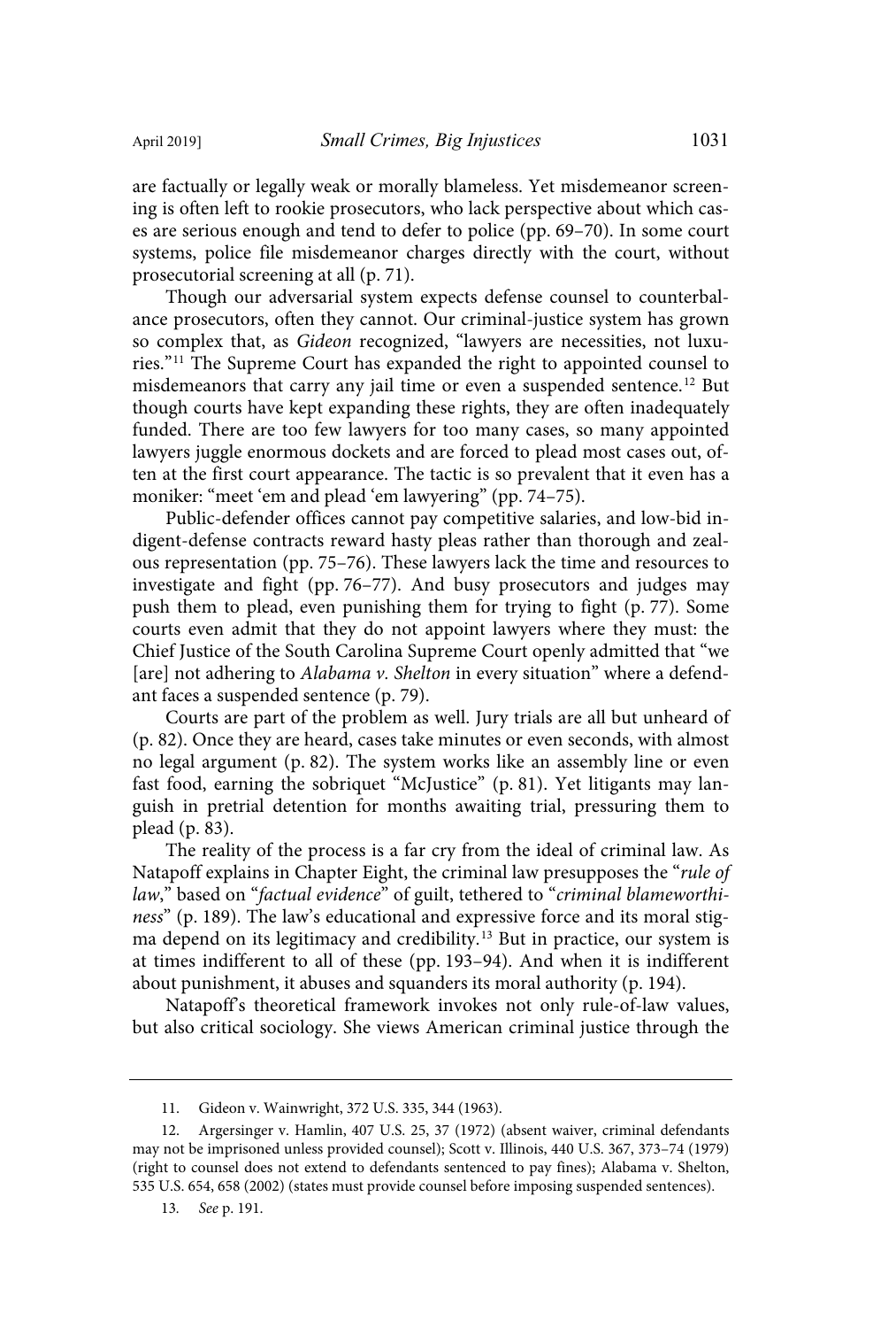are factually or legally weak or morally blameless. Yet misdemeanor screening is often left to rookie prosecutors, who lack perspective about which cases are serious enough and tend to defer to police (pp. 69–70). In some court systems, police file misdemeanor charges directly with the court, without prosecutorial screening at all (p. 71).

Though our adversarial system expects defense counsel to counterbalance prosecutors, often they cannot. Our criminal-justice system has grown so complex that, as *Gideon* recognized, "lawyers are necessities, not luxuries."[11] The Supreme Court has expanded the right to appointed counsel to misdemeanors that carry any jail time or even a suspended sentence.[12] But though courts have kept expanding these rights, they are often inadequately funded. There are too few lawyers for too many cases, so many appointed lawyers juggle enormous dockets and are forced to plead most cases out, often at the first court appearance. The tactic is so prevalent that it even has a moniker: "meet 'em and plead 'em lawyering" (pp. 74–75).

Public-defender offices cannot pay competitive salaries, and low-bid indigent-defense contracts reward hasty pleas rather than thorough and zealous representation (pp. 75–76). These lawyers lack the time and resources to investigate and fight (pp. 76–77). And busy prosecutors and judges may push them to plead, even punishing them for trying to fight (p. 77). Some courts even admit that they do not appoint lawyers where they must: the Chief Justice of the South Carolina Supreme Court openly admitted that "we [are] not adhering to *Alabama v. Shelton* in every situation" where a defendant faces a suspended sentence (p. 79).

Courts are part of the problem as well. Jury trials are all but unheard of (p. 82). Once they are heard, cases take minutes or even seconds, with almost no legal argument (p. 82). The system works like an assembly line or even fast food, earning the sobriquet "McJustice" (p. 81). Yet litigants may languish in pretrial detention for months awaiting trial, pressuring them to plead (p. 83).

The reality of the process is a far cry from the ideal of criminal law. As Natapoff explains in Chapter Eight, the criminal law presupposes the "*rule of law*," based on "*factual evidence*" of guilt, tethered to "*criminal blameworthiness*" (p. 189). The law's educational and expressive force and its moral stigma depend on its legitimacy and credibility.[13] But in practice, our system is at times indifferent to all of these (pp. 193–94). And when it is indifferent about punishment, it abuses and squanders its moral authority (p. 194).

Natapoff's theoretical framework invokes not only rule-of-law values, but also critical sociology. She views American criminal justice through the

---

11. Gideon v. Wainwright, 372 U.S. 335, 344 (1963).

12. Argersinger v. Hamlin, 407 U.S. 25, 37 (1972) (absent waiver, criminal defendants may not be imprisoned unless provided counsel); Scott v. Illinois, 440 U.S. 367, 373–74 (1979) (right to counsel does not extend to defendants sentenced to pay fines); Alabama v. Shelton, 535 U.S. 654, 658 (2002) (states must provide counsel before imposing suspended sentences).

13. *See* p. 191.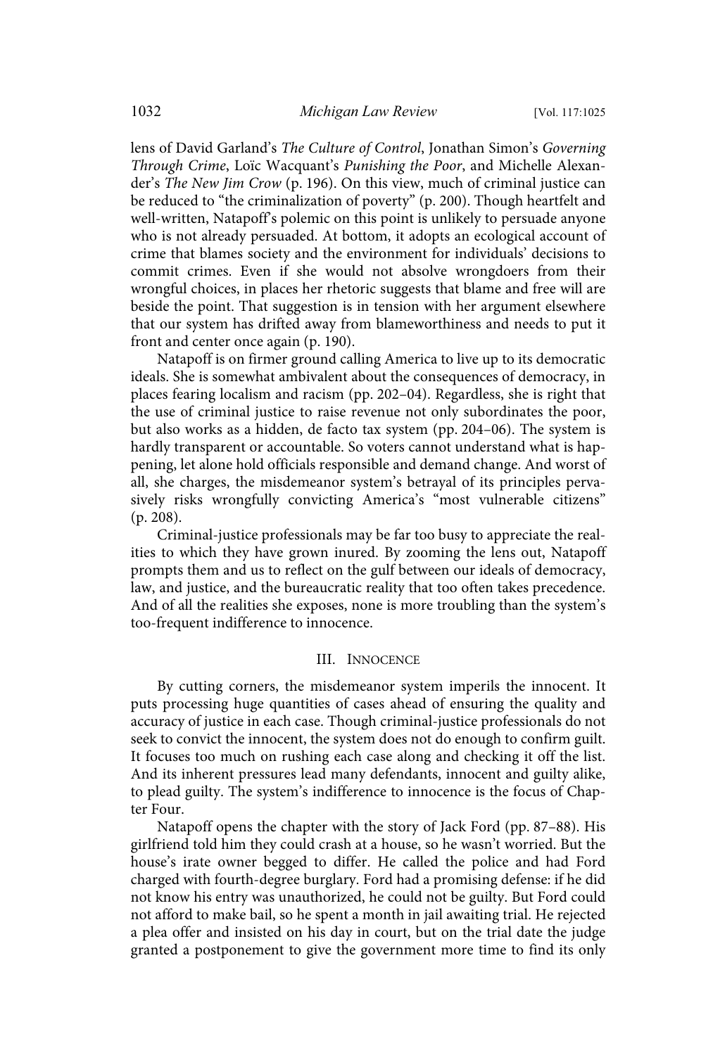lens of David Garland's *The Culture of Control*, Jonathan Simon's *Governing Through Crime*, Loïc Wacquant's *Punishing the Poor*, and Michelle Alexander's *The New Jim Crow* (p. 196). On this view, much of criminal justice can be reduced to "the criminalization of poverty" (p. 200). Though heartfelt and well-written, Natapoff's polemic on this point is unlikely to persuade anyone who is not already persuaded. At bottom, it adopts an ecological account of crime that blames society and the environment for individuals' decisions to commit crimes. Even if she would not absolve wrongdoers from their wrongful choices, in places her rhetoric suggests that blame and free will are beside the point. That suggestion is in tension with her argument elsewhere that our system has drifted away from blameworthiness and needs to put it front and center once again (p. 190).

Natapoff is on firmer ground calling America to live up to its democratic ideals. She is somewhat ambivalent about the consequences of democracy, in places fearing localism and racism (pp. 202–04). Regardless, she is right that the use of criminal justice to raise revenue not only subordinates the poor, but also works as a hidden, de facto tax system (pp. 204–06). The system is hardly transparent or accountable. So voters cannot understand what is happening, let alone hold officials responsible and demand change. And worst of all, she charges, the misdemeanor system's betrayal of its principles pervasively risks wrongfully convicting America's "most vulnerable citizens" (p. 208).

Criminal-justice professionals may be far too busy to appreciate the realities to which they have grown inured. By zooming the lens out, Natapoff prompts them and us to reflect on the gulf between our ideals of democracy, law, and justice, and the bureaucratic reality that too often takes precedence. And of all the realities she exposes, none is more troubling than the system's too-frequent indifference to innocence.

## III. Innocence

By cutting corners, the misdemeanor system imperils the innocent. It puts processing huge quantities of cases ahead of ensuring the quality and accuracy of justice in each case. Though criminal-justice professionals do not seek to convict the innocent, the system does not do enough to confirm guilt. It focuses too much on rushing each case along and checking it off the list. And its inherent pressures lead many defendants, innocent and guilty alike, to plead guilty. The system's indifference to innocence is the focus of Chapter Four.

Natapoff opens the chapter with the story of Jack Ford (pp. 87–88). His girlfriend told him they could crash at a house, so he wasn't worried. But the house's irate owner begged to differ. He called the police and had Ford charged with fourth-degree burglary. Ford had a promising defense: if he did not know his entry was unauthorized, he could not be guilty. But Ford could not afford to make bail, so he spent a month in jail awaiting trial. He rejected a plea offer and insisted on his day in court, but on the trial date the judge granted a postponement to give the government more time to find its only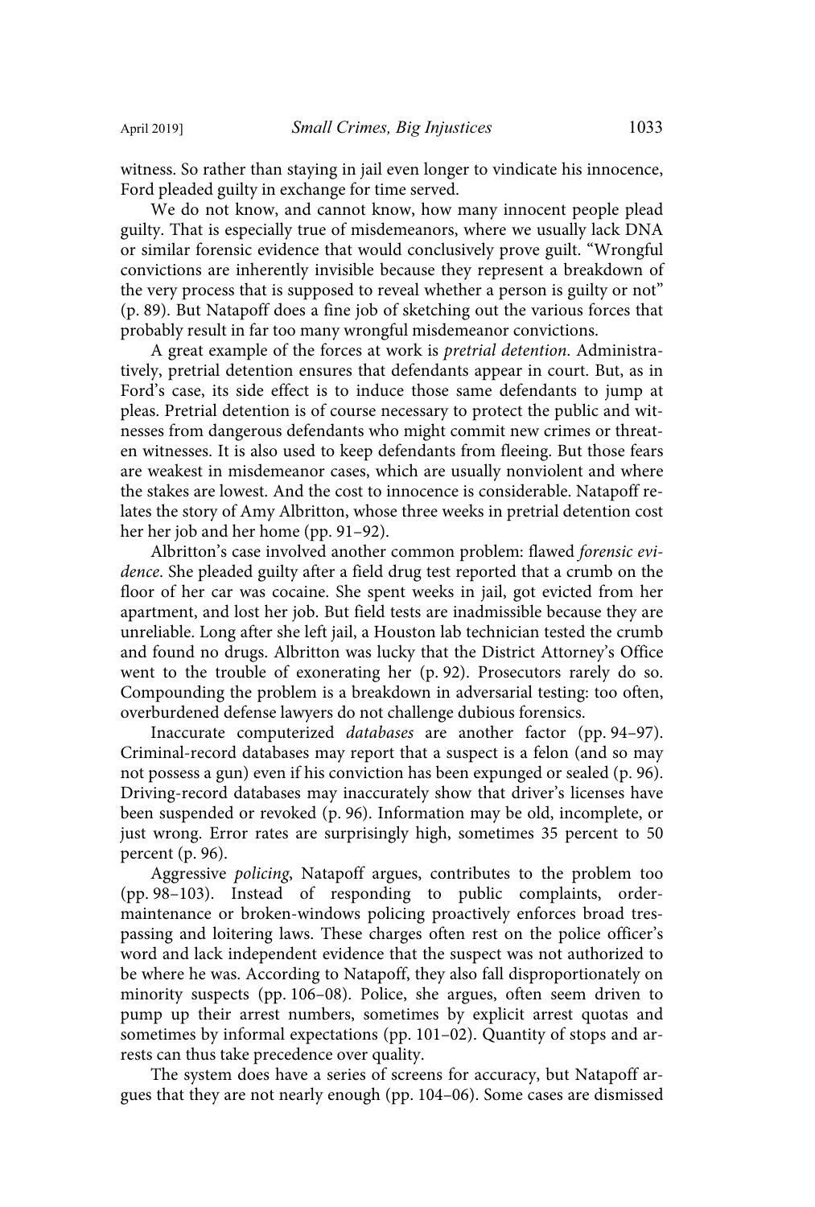witness. So rather than staying in jail even longer to vindicate his innocence, Ford pleaded guilty in exchange for time served.

We do not know, and cannot know, how many innocent people plead guilty. That is especially true of misdemeanors, where we usually lack DNA or similar forensic evidence that would conclusively prove guilt. "Wrongful convictions are inherently invisible because they represent a breakdown of the very process that is supposed to reveal whether a person is guilty or not" (p. 89). But Natapoff does a fine job of sketching out the various forces that probably result in far too many wrongful misdemeanor convictions.

A great example of the forces at work is *pretrial detention*. Administratively, pretrial detention ensures that defendants appear in court. But, as in Ford's case, its side effect is to induce those same defendants to jump at pleas. Pretrial detention is of course necessary to protect the public and witnesses from dangerous defendants who might commit new crimes or threaten witnesses. It is also used to keep defendants from fleeing. But those fears are weakest in misdemeanor cases, which are usually nonviolent and where the stakes are lowest. And the cost to innocence is considerable. Natapoff relates the story of Amy Albritton, whose three weeks in pretrial detention cost her her job and her home (pp. 91–92).

Albritton's case involved another common problem: flawed *forensic evidence*. She pleaded guilty after a field drug test reported that a crumb on the floor of her car was cocaine. She spent weeks in jail, got evicted from her apartment, and lost her job. But field tests are inadmissible because they are unreliable. Long after she left jail, a Houston lab technician tested the crumb and found no drugs. Albritton was lucky that the District Attorney's Office went to the trouble of exonerating her (p. 92). Prosecutors rarely do so. Compounding the problem is a breakdown in adversarial testing: too often, overburdened defense lawyers do not challenge dubious forensics.

Inaccurate computerized *databases* are another factor (pp. 94–97). Criminal-record databases may report that a suspect is a felon (and so may not possess a gun) even if his conviction has been expunged or sealed (p. 96). Driving-record databases may inaccurately show that driver's licenses have been suspended or revoked (p. 96). Information may be old, incomplete, or just wrong. Error rates are surprisingly high, sometimes 35 percent to 50 percent (p. 96).

Aggressive *policing*, Natapoff argues, contributes to the problem too (pp. 98–103). Instead of responding to public complaints, order-maintenance or broken-windows policing proactively enforces broad trespassing and loitering laws. These charges often rest on the police officer's word and lack independent evidence that the suspect was not authorized to be where he was. According to Natapoff, they also fall disproportionately on minority suspects (pp. 106–08). Police, she argues, often seem driven to pump up their arrest numbers, sometimes by explicit arrest quotas and sometimes by informal expectations (pp. 101–02). Quantity of stops and arrests can thus take precedence over quality.

The system does have a series of screens for accuracy, but Natapoff argues that they are not nearly enough (pp. 104–06). Some cases are dismissed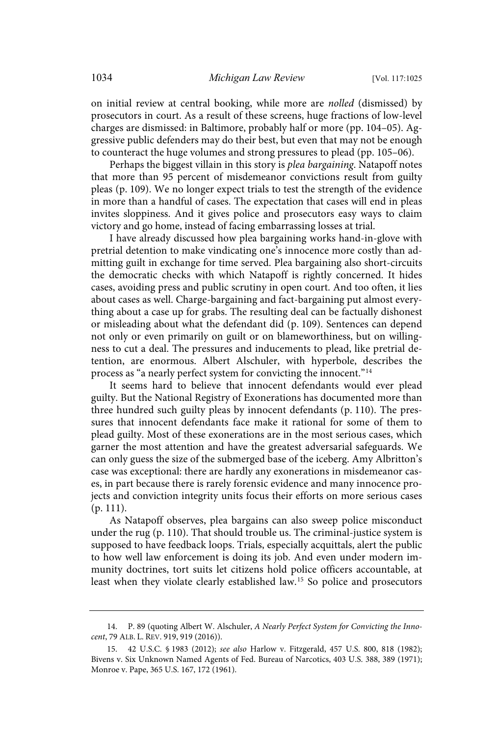on initial review at central booking, while more are *nolled* (dismissed) by prosecutors in court. As a result of these screens, huge fractions of low-level charges are dismissed: in Baltimore, probably half or more (pp. 104–05). Aggressive public defenders may do their best, but even that may not be enough to counteract the huge volumes and strong pressures to plead (pp. 105–06).

Perhaps the biggest villain in this story is *plea bargaining*. Natapoff notes that more than 95 percent of misdemeanor convictions result from guilty pleas (p. 109). We no longer expect trials to test the strength of the evidence in more than a handful of cases. The expectation that cases will end in pleas invites sloppiness. And it gives police and prosecutors easy ways to claim victory and go home, instead of facing embarrassing losses at trial.

I have already discussed how plea bargaining works hand-in-glove with pretrial detention to make vindicating one's innocence more costly than admitting guilt in exchange for time served. Plea bargaining also short-circuits the democratic checks with which Natapoff is rightly concerned. It hides cases, avoiding press and public scrutiny in open court. And too often, it lies about cases as well. Charge-bargaining and fact-bargaining put almost everything about a case up for grabs. The resulting deal can be factually dishonest or misleading about what the defendant did (p. 109). Sentences can depend not only or even primarily on guilt or on blameworthiness, but on willingness to cut a deal. The pressures and inducements to plead, like pretrial detention, are enormous. Albert Alschuler, with hyperbole, describes the process as "a nearly perfect system for convicting the innocent."[14]

It seems hard to believe that innocent defendants would ever plead guilty. But the National Registry of Exonerations has documented more than three hundred such guilty pleas by innocent defendants (p. 110). The pressures that innocent defendants face make it rational for some of them to plead guilty. Most of these exonerations are in the most serious cases, which garner the most attention and have the greatest adversarial safeguards. We can only guess the size of the submerged base of the iceberg. Amy Albritton's case was exceptional: there are hardly any exonerations in misdemeanor cases, in part because there is rarely forensic evidence and many innocence projects and conviction integrity units focus their efforts on more serious cases (p. 111).

As Natapoff observes, plea bargains can also sweep police misconduct under the rug (p. 110). That should trouble us. The criminal-justice system is supposed to have feedback loops. Trials, especially acquittals, alert the public to how well law enforcement is doing its job. And even under modern immunity doctrines, tort suits let citizens hold police officers accountable, at least when they violate clearly established law.[15] So police and prosecutors

---

14. P. 89 (quoting Albert W. Alschuler, *A Nearly Perfect System for Convicting the Innocent*, 79 ALB. L. REV. 919, 919 (2016)).

15. 42 U.S.C. § 1983 (2012); *see also* Harlow v. Fitzgerald, 457 U.S. 800, 818 (1982); Bivens v. Six Unknown Named Agents of Fed. Bureau of Narcotics, 403 U.S. 388, 389 (1971); Monroe v. Pape, 365 U.S. 167, 172 (1961).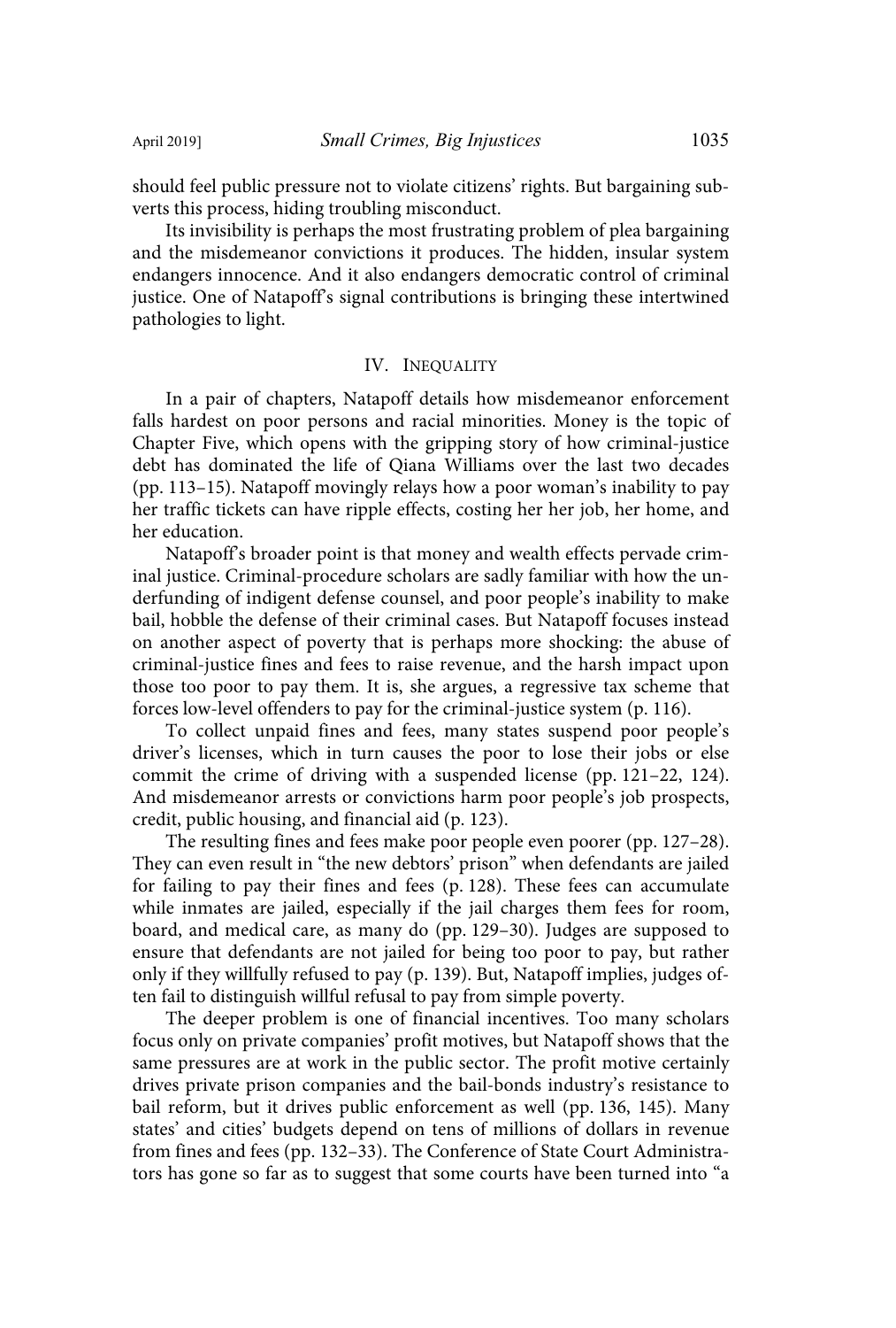should feel public pressure not to violate citizens' rights. But bargaining subverts this process, hiding troubling misconduct.

Its invisibility is perhaps the most frustrating problem of plea bargaining and the misdemeanor convictions it produces. The hidden, insular system endangers innocence. And it also endangers democratic control of criminal justice. One of Natapoff's signal contributions is bringing these intertwined pathologies to light.

## IV. Inequality

In a pair of chapters, Natapoff details how misdemeanor enforcement falls hardest on poor persons and racial minorities. Money is the topic of Chapter Five, which opens with the gripping story of how criminal-justice debt has dominated the life of Qiana Williams over the last two decades (pp. 113–15). Natapoff movingly relays how a poor woman's inability to pay her traffic tickets can have ripple effects, costing her her job, her home, and her education.

Natapoff's broader point is that money and wealth effects pervade criminal justice. Criminal-procedure scholars are sadly familiar with how the underfunding of indigent defense counsel, and poor people's inability to make bail, hobble the defense of their criminal cases. But Natapoff focuses instead on another aspect of poverty that is perhaps more shocking: the abuse of criminal-justice fines and fees to raise revenue, and the harsh impact upon those too poor to pay them. It is, she argues, a regressive tax scheme that forces low-level offenders to pay for the criminal-justice system (p. 116).

To collect unpaid fines and fees, many states suspend poor people's driver's licenses, which in turn causes the poor to lose their jobs or else commit the crime of driving with a suspended license (pp. 121–22, 124). And misdemeanor arrests or convictions harm poor people's job prospects, credit, public housing, and financial aid (p. 123).

The resulting fines and fees make poor people even poorer (pp. 127–28). They can even result in "the new debtors' prison" when defendants are jailed for failing to pay their fines and fees (p. 128). These fees can accumulate while inmates are jailed, especially if the jail charges them fees for room, board, and medical care, as many do (pp. 129–30). Judges are supposed to ensure that defendants are not jailed for being too poor to pay, but rather only if they willfully refused to pay (p. 139). But, Natapoff implies, judges often fail to distinguish willful refusal to pay from simple poverty.

The deeper problem is one of financial incentives. Too many scholars focus only on private companies' profit motives, but Natapoff shows that the same pressures are at work in the public sector. The profit motive certainly drives private prison companies and the bail-bonds industry's resistance to bail reform, but it drives public enforcement as well (pp. 136, 145). Many states' and cities' budgets depend on tens of millions of dollars in revenue from fines and fees (pp. 132–33). The Conference of State Court Administrators has gone so far as to suggest that some courts have been turned into "a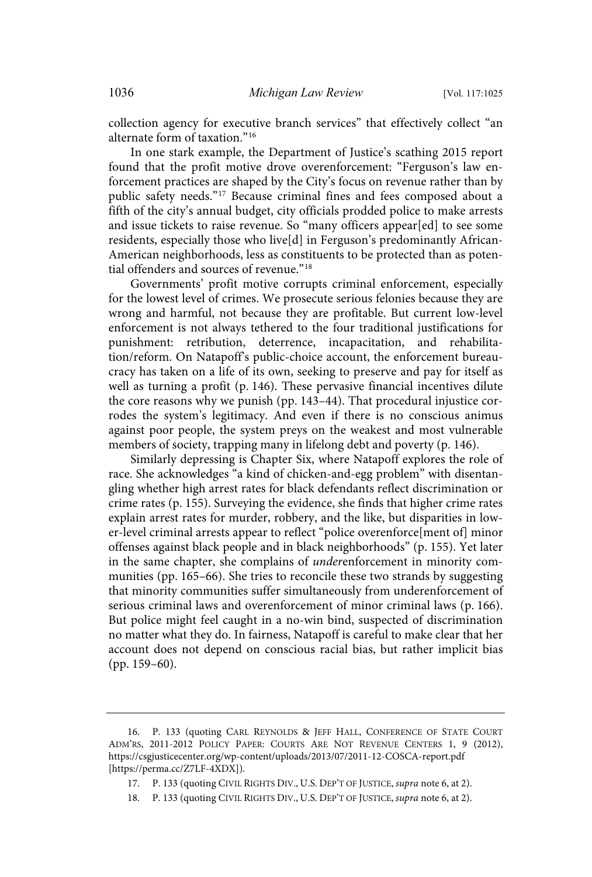collection agency for executive branch services" that effectively collect "an alternate form of taxation."[16]

In one stark example, the Department of Justice's scathing 2015 report found that the profit motive drove overenforcement: "Ferguson's law enforcement practices are shaped by the City's focus on revenue rather than by public safety needs."[17] Because criminal fines and fees composed about a fifth of the city's annual budget, city officials prodded police to make arrests and issue tickets to raise revenue. So "many officers appear[ed] to see some residents, especially those who live[d] in Ferguson's predominantly African-American neighborhoods, less as constituents to be protected than as potential offenders and sources of revenue."[18]

Governments' profit motive corrupts criminal enforcement, especially for the lowest level of crimes. We prosecute serious felonies because they are wrong and harmful, not because they are profitable. But current low-level enforcement is not always tethered to the four traditional justifications for punishment: retribution, deterrence, incapacitation, and rehabilitation/reform. On Natapoff's public-choice account, the enforcement bureaucracy has taken on a life of its own, seeking to preserve and pay for itself as well as turning a profit (p. 146). These pervasive financial incentives dilute the core reasons why we punish (pp. 143–44). That procedural injustice corrodes the system's legitimacy. And even if there is no conscious animus against poor people, the system preys on the weakest and most vulnerable members of society, trapping many in lifelong debt and poverty (p. 146).

Similarly depressing is Chapter Six, where Natapoff explores the role of race. She acknowledges "a kind of chicken-and-egg problem" with disentangling whether high arrest rates for black defendants reflect discrimination or crime rates (p. 155). Surveying the evidence, she finds that higher crime rates explain arrest rates for murder, robbery, and the like, but disparities in lower-level criminal arrests appear to reflect "police overenforce[ment of] minor offenses against black people and in black neighborhoods" (p. 155). Yet later in the same chapter, she complains of *under*enforcement in minority communities (pp. 165–66). She tries to reconcile these two strands by suggesting that minority communities suffer simultaneously from underenforcement of serious criminal laws and overenforcement of minor criminal laws (p. 166). But police might feel caught in a no-win bind, suspected of discrimination no matter what they do. In fairness, Natapoff is careful to make clear that her account does not depend on conscious racial bias, but rather implicit bias (pp. 159–60).

---

16. P. 133 (quoting CARL REYNOLDS & JEFF HALL, CONFERENCE OF STATE COURT ADM'RS, 2011-2012 POLICY PAPER: COURTS ARE NOT REVENUE CENTERS 1, 9 (2012), https://csgjusticecenter.org/wp-content/uploads/2013/07/2011-12-COSCA-report.pdf [https://perma.cc/Z7LF-4XDX]).

17. P. 133 (quoting CIVIL RIGHTS DIV., U.S. DEP'T OF JUSTICE, *supra* note 6, at 2).

18. P. 133 (quoting CIVIL RIGHTS DIV., U.S. DEP'T OF JUSTICE, *supra* note 6, at 2).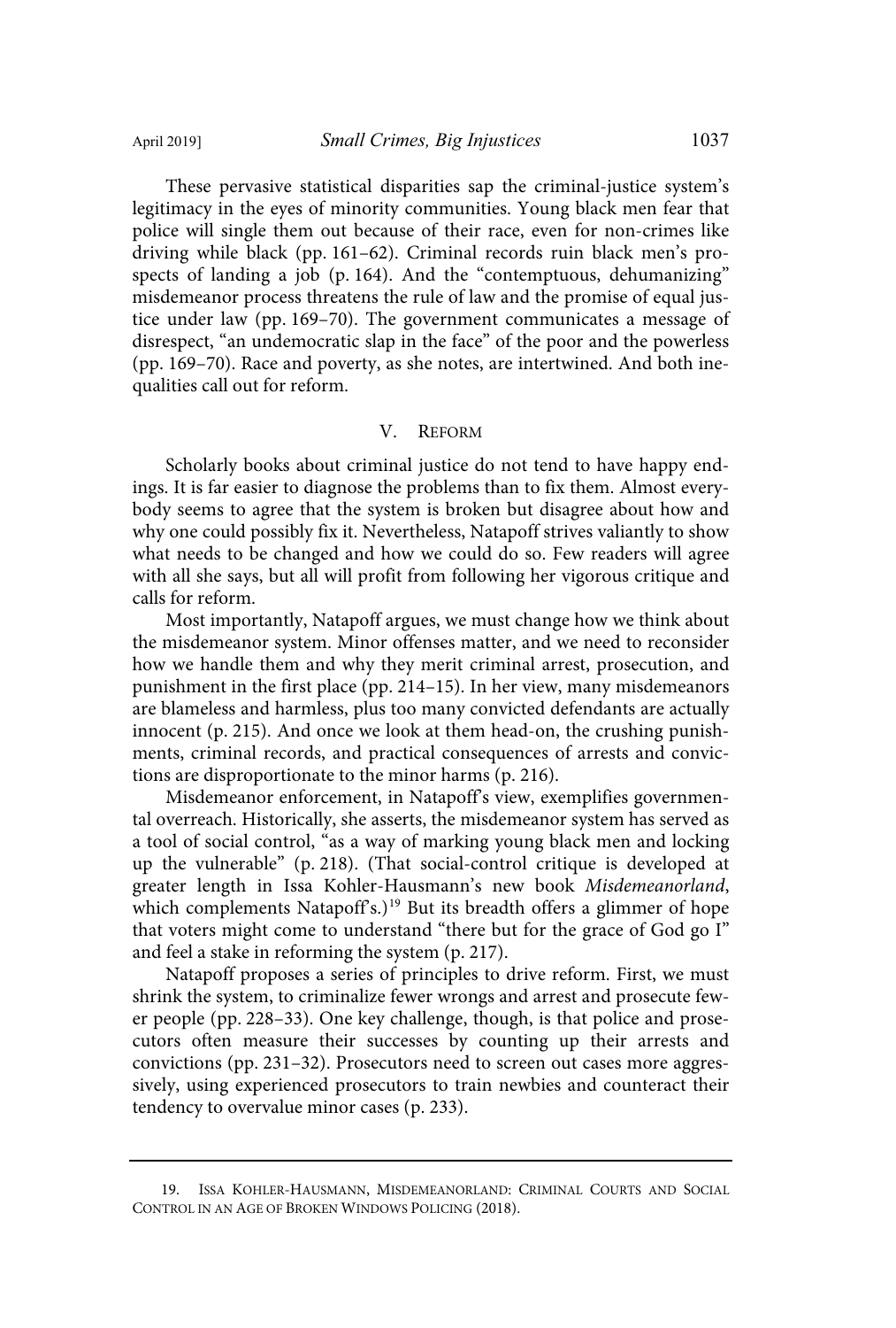These pervasive statistical disparities sap the criminal-justice system's legitimacy in the eyes of minority communities. Young black men fear that police will single them out because of their race, even for non-crimes like driving while black (pp. 161–62). Criminal records ruin black men's prospects of landing a job (p. 164). And the "contemptuous, dehumanizing" misdemeanor process threatens the rule of law and the promise of equal justice under law (pp. 169–70). The government communicates a message of disrespect, "an undemocratic slap in the face" of the poor and the powerless (pp. 169–70). Race and poverty, as she notes, are intertwined. And both inequalities call out for reform.

## V. Reform

Scholarly books about criminal justice do not tend to have happy endings. It is far easier to diagnose the problems than to fix them. Almost everybody seems to agree that the system is broken but disagree about how and why one could possibly fix it. Nevertheless, Natapoff strives valiantly to show what needs to be changed and how we could do so. Few readers will agree with all she says, but all will profit from following her vigorous critique and calls for reform.

Most importantly, Natapoff argues, we must change how we think about the misdemeanor system. Minor offenses matter, and we need to reconsider how we handle them and why they merit criminal arrest, prosecution, and punishment in the first place (pp. 214–15). In her view, many misdemeanors are blameless and harmless, plus too many convicted defendants are actually innocent (p. 215). And once we look at them head-on, the crushing punishments, criminal records, and practical consequences of arrests and convictions are disproportionate to the minor harms (p. 216).

Misdemeanor enforcement, in Natapoff's view, exemplifies governmental overreach. Historically, she asserts, the misdemeanor system has served as a tool of social control, "as a way of marking young black men and locking up the vulnerable" (p. 218). (That social-control critique is developed at greater length in Issa Kohler-Hausmann's new book *Misdemeanorland*, which complements Natapoff's.)[19] But its breadth offers a glimmer of hope that voters might come to understand "there but for the grace of God go I" and feel a stake in reforming the system (p. 217).

Natapoff proposes a series of principles to drive reform. First, we must shrink the system, to criminalize fewer wrongs and arrest and prosecute fewer people (pp. 228–33). One key challenge, though, is that police and prosecutors often measure their successes by counting up their arrests and convictions (pp. 231–32). Prosecutors need to screen out cases more aggressively, using experienced prosecutors to train newbies and counteract their tendency to overvalue minor cases (p. 233).

---

19. Issa Kohler-Hausmann, Misdemeanorland: Criminal Courts and Social Control in an Age of Broken Windows Policing (2018).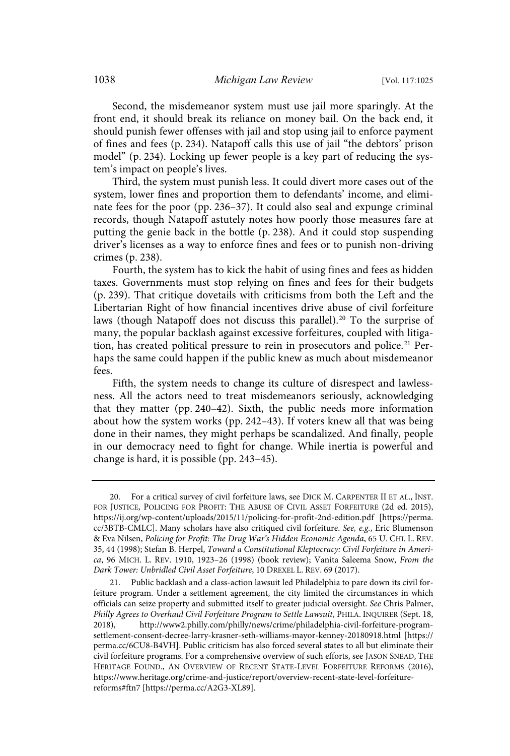Second, the misdemeanor system must use jail more sparingly. At the front end, it should break its reliance on money bail. On the back end, it should punish fewer offenses with jail and stop using jail to enforce payment of fines and fees (p. 234). Natapoff calls this use of jail "the debtors' prison model" (p. 234). Locking up fewer people is a key part of reducing the system's impact on people's lives.

Third, the system must punish less. It could divert more cases out of the system, lower fines and proportion them to defendants' income, and eliminate fees for the poor (pp. 236–37). It could also seal and expunge criminal records, though Natapoff astutely notes how poorly those measures fare at putting the genie back in the bottle (p. 238). And it could stop suspending driver's licenses as a way to enforce fines and fees or to punish non-driving crimes (p. 238).

Fourth, the system has to kick the habit of using fines and fees as hidden taxes. Governments must stop relying on fines and fees for their budgets (p. 239). That critique dovetails with criticisms from both the Left and the Libertarian Right of how financial incentives drive abuse of civil forfeiture laws (though Natapoff does not discuss this parallel).[20] To the surprise of many, the popular backlash against excessive forfeitures, coupled with litigation, has created political pressure to rein in prosecutors and police.[21] Perhaps the same could happen if the public knew as much about misdemeanor fees.

Fifth, the system needs to change its culture of disrespect and lawlessness. All the actors need to treat misdemeanors seriously, acknowledging that they matter (pp. 240–42). Sixth, the public needs more information about how the system works (pp. 242–43). If voters knew all that was being done in their names, they might perhaps be scandalized. And finally, people in our democracy need to fight for change. While inertia is powerful and change is hard, it is possible (pp. 243–45).

---

20. For a critical survey of civil forfeiture laws, see DICK M. CARPENTER II ET AL., INST. FOR JUSTICE, POLICING FOR PROFIT: THE ABUSE OF CIVIL ASSET FORFEITURE (2d ed. 2015), https://ij.org/wp-content/uploads/2015/11/policing-for-profit-2nd-edition.pdf [https://perma.cc/3BTB-CMLC]. Many scholars have also critiqued civil forfeiture. *See, e.g.*, Eric Blumenson & Eva Nilsen, *Policing for Profit: The Drug War's Hidden Economic Agenda*, 65 U. CHI. L. REV. 35, 44 (1998); Stefan B. Herpel, *Toward a Constitutional Kleptocracy: Civil Forfeiture in America*, 96 MICH. L. REV. 1910, 1923–26 (1998) (book review); Vanita Saleema Snow, *From the Dark Tower: Unbridled Civil Asset Forfeiture*, 10 DREXEL L. REV. 69 (2017).

21. Public backlash and a class-action lawsuit led Philadelphia to pare down its civil forfeiture program. Under a settlement agreement, the city limited the circumstances in which officials can seize property and submitted itself to greater judicial oversight. *See* Chris Palmer, *Philly Agrees to Overhaul Civil Forfeiture Program to Settle Lawsuit*, PHILA. INQUIRER (Sept. 18, 2018), http://www2.philly.com/philly/news/crime/philadelphia-civil-forfeiture-program-settlement-consent-decree-larry-krasner-seth-williams-mayor-kenney-20180918.html [https://perma.cc/6CU8-B4VH]. Public criticism has also forced several states to all but eliminate their civil forfeiture programs. For a comprehensive overview of such efforts, see JASON SNEAD, THE HERITAGE FOUND., AN OVERVIEW OF RECENT STATE-LEVEL FORFEITURE REFORMS (2016), https://www.heritage.org/crime-and-justice/report/overview-recent-state-level-forfeiture-reforms#ftn7 [https://perma.cc/A2G3-XL89].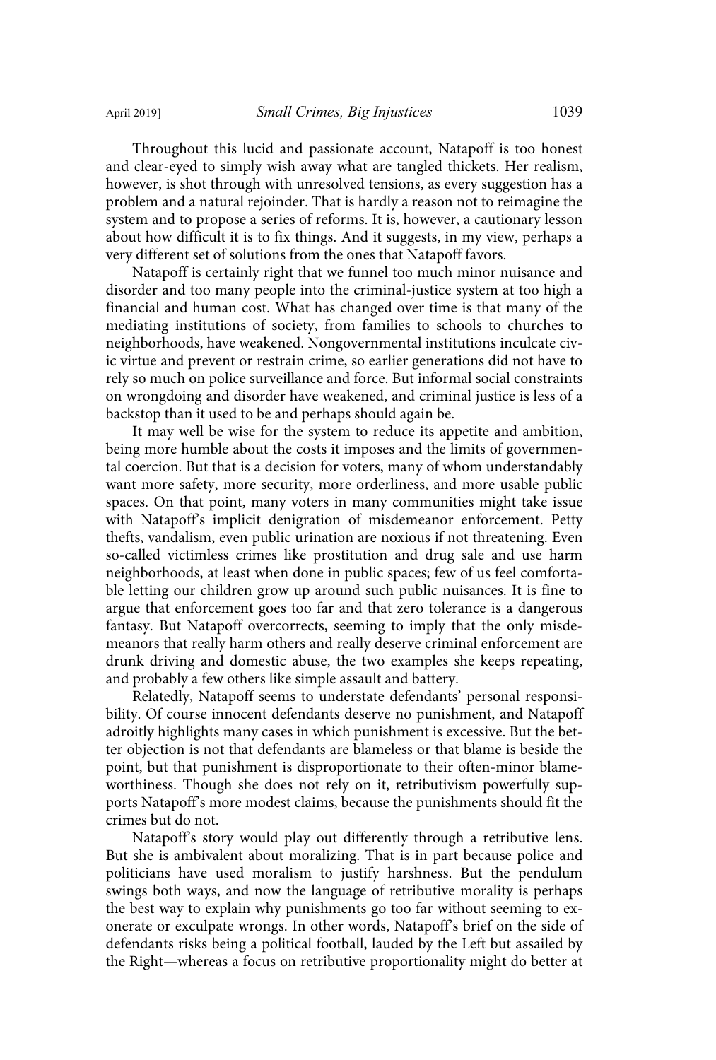Throughout this lucid and passionate account, Natapoff is too honest and clear-eyed to simply wish away what are tangled thickets. Her realism, however, is shot through with unresolved tensions, as every suggestion has a problem and a natural rejoinder. That is hardly a reason not to reimagine the system and to propose a series of reforms. It is, however, a cautionary lesson about how difficult it is to fix things. And it suggests, in my view, perhaps a very different set of solutions from the ones that Natapoff favors.

Natapoff is certainly right that we funnel too much minor nuisance and disorder and too many people into the criminal-justice system at too high a financial and human cost. What has changed over time is that many of the mediating institutions of society, from families to schools to churches to neighborhoods, have weakened. Nongovernmental institutions inculcate civic virtue and prevent or restrain crime, so earlier generations did not have to rely so much on police surveillance and force. But informal social constraints on wrongdoing and disorder have weakened, and criminal justice is less of a backstop than it used to be and perhaps should again be.

It may well be wise for the system to reduce its appetite and ambition, being more humble about the costs it imposes and the limits of governmental coercion. But that is a decision for voters, many of whom understandably want more safety, more security, more orderliness, and more usable public spaces. On that point, many voters in many communities might take issue with Natapoff's implicit denigration of misdemeanor enforcement. Petty thefts, vandalism, even public urination are noxious if not threatening. Even so-called victimless crimes like prostitution and drug sale and use harm neighborhoods, at least when done in public spaces; few of us feel comfortable letting our children grow up around such public nuisances. It is fine to argue that enforcement goes too far and that zero tolerance is a dangerous fantasy. But Natapoff overcorrects, seeming to imply that the only misdemeanors that really harm others and really deserve criminal enforcement are drunk driving and domestic abuse, the two examples she keeps repeating, and probably a few others like simple assault and battery.

Relatedly, Natapoff seems to understate defendants' personal responsibility. Of course innocent defendants deserve no punishment, and Natapoff adroitly highlights many cases in which punishment is excessive. But the better objection is not that defendants are blameless or that blame is beside the point, but that punishment is disproportionate to their often-minor blameworthiness. Though she does not rely on it, retributivism powerfully supports Natapoff's more modest claims, because the punishments should fit the crimes but do not.

Natapoff's story would play out differently through a retributive lens. But she is ambivalent about moralizing. That is in part because police and politicians have used moralism to justify harshness. But the pendulum swings both ways, and now the language of retributive morality is perhaps the best way to explain why punishments go too far without seeming to exonerate or exculpate wrongs. In other words, Natapoff's brief on the side of defendants risks being a political football, lauded by the Left but assailed by the Right—whereas a focus on retributive proportionality might do better at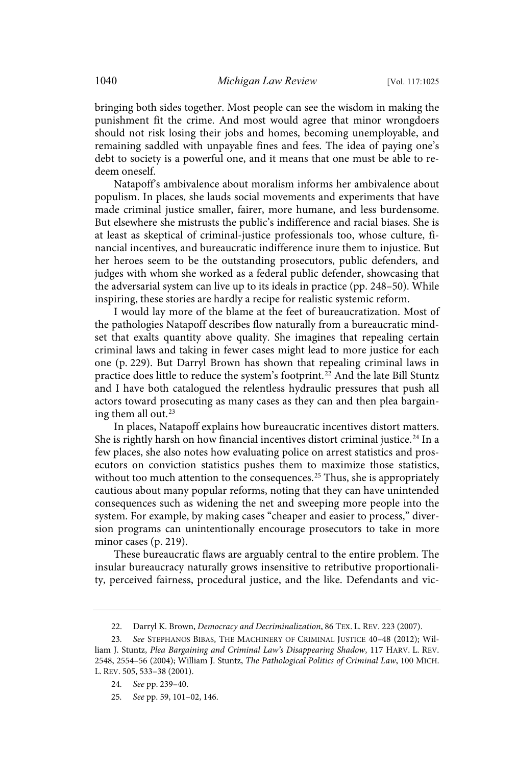bringing both sides together. Most people can see the wisdom in making the punishment fit the crime. And most would agree that minor wrongdoers should not risk losing their jobs and homes, becoming unemployable, and remaining saddled with unpayable fines and fees. The idea of paying one's debt to society is a powerful one, and it means that one must be able to redeem oneself.

Natapoff's ambivalence about moralism informs her ambivalence about populism. In places, she lauds social movements and experiments that have made criminal justice smaller, fairer, more humane, and less burdensome. But elsewhere she mistrusts the public's indifference and racial biases. She is at least as skeptical of criminal-justice professionals too, whose culture, financial incentives, and bureaucratic indifference inure them to injustice. But her heroes seem to be the outstanding prosecutors, public defenders, and judges with whom she worked as a federal public defender, showcasing that the adversarial system can live up to its ideals in practice (pp. 248–50). While inspiring, these stories are hardly a recipe for realistic systemic reform.

I would lay more of the blame at the feet of bureaucratization. Most of the pathologies Natapoff describes flow naturally from a bureaucratic mindset that exalts quantity above quality. She imagines that repealing certain criminal laws and taking in fewer cases might lead to more justice for each one (p. 229). But Darryl Brown has shown that repealing criminal laws in practice does little to reduce the system's footprint.[22] And the late Bill Stuntz and I have both catalogued the relentless hydraulic pressures that push all actors toward prosecuting as many cases as they can and then plea bargaining them all out.[23]

In places, Natapoff explains how bureaucratic incentives distort matters. She is rightly harsh on how financial incentives distort criminal justice.[24] In a few places, she also notes how evaluating police on arrest statistics and prosecutors on conviction statistics pushes them to maximize those statistics, without too much attention to the consequences.[25] Thus, she is appropriately cautious about many popular reforms, noting that they can have unintended consequences such as widening the net and sweeping more people into the system. For example, by making cases "cheaper and easier to process," diversion programs can unintentionally encourage prosecutors to take in more minor cases (p. 219).

These bureaucratic flaws are arguably central to the entire problem. The insular bureaucracy naturally grows insensitive to retributive proportionality, perceived fairness, procedural justice, and the like. Defendants and vic-

---

22. Darryl K. Brown, *Democracy and Decriminalization*, 86 TEX. L. REV. 223 (2007).

23. *See* STEPHANOS BIBAS, THE MACHINERY OF CRIMINAL JUSTICE 40–48 (2012); William J. Stuntz, *Plea Bargaining and Criminal Law's Disappearing Shadow*, 117 HARV. L. REV. 2548, 2554–56 (2004); William J. Stuntz, *The Pathological Politics of Criminal Law*, 100 MICH. L. REV. 505, 533–38 (2001).

24. *See* pp. 239–40.

25. *See* pp. 59, 101–02, 146.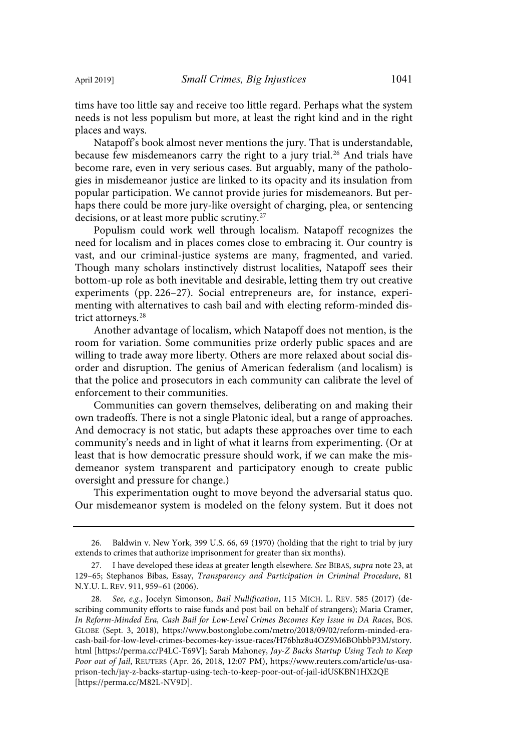tims have too little say and receive too little regard. Perhaps what the system needs is not less populism but more, at least the right kind and in the right places and ways.

Natapoff's book almost never mentions the jury. That is understandable, because few misdemeanors carry the right to a jury trial.[26] And trials have become rare, even in very serious cases. But arguably, many of the pathologies in misdemeanor justice are linked to its opacity and its insulation from popular participation. We cannot provide juries for misdemeanors. But perhaps there could be more jury-like oversight of charging, plea, or sentencing decisions, or at least more public scrutiny.[27]

Populism could work well through localism. Natapoff recognizes the need for localism and in places comes close to embracing it. Our country is vast, and our criminal-justice systems are many, fragmented, and varied. Though many scholars instinctively distrust localities, Natapoff sees their bottom-up role as both inevitable and desirable, letting them try out creative experiments (pp. 226–27). Social entrepreneurs are, for instance, experimenting with alternatives to cash bail and with electing reform-minded district attorneys.[28]

Another advantage of localism, which Natapoff does not mention, is the room for variation. Some communities prize orderly public spaces and are willing to trade away more liberty. Others are more relaxed about social disorder and disruption. The genius of American federalism (and localism) is that the police and prosecutors in each community can calibrate the level of enforcement to their communities.

Communities can govern themselves, deliberating on and making their own tradeoffs. There is not a single Platonic ideal, but a range of approaches. And democracy is not static, but adapts these approaches over time to each community's needs and in light of what it learns from experimenting. (Or at least that is how democratic pressure should work, if we can make the misdemeanor system transparent and participatory enough to create public oversight and pressure for change.)

This experimentation ought to move beyond the adversarial status quo. Our misdemeanor system is modeled on the felony system. But it does not

---

26. Baldwin v. New York, 399 U.S. 66, 69 (1970) (holding that the right to trial by jury extends to crimes that authorize imprisonment for greater than six months).

27. I have developed these ideas at greater length elsewhere. *See* BIBAS, *supra* note 23, at 129–65; Stephanos Bibas, Essay, *Transparency and Participation in Criminal Procedure*, 81 N.Y.U. L. REV. 911, 959–61 (2006).

28. *See, e.g.*, Jocelyn Simonson, *Bail Nullification*, 115 MICH. L. REV. 585 (2017) (describing community efforts to raise funds and post bail on behalf of strangers); Maria Cramer, *In Reform-Minded Era, Cash Bail for Low-Level Crimes Becomes Key Issue in DA Races*, BOS. GLOBE (Sept. 3, 2018), https://www.bostonglobe.com/metro/2018/09/02/reform-minded-era-cash-bail-for-low-level-crimes-becomes-key-issue-races/H76bhz8u4OZ9M6BOhbbP3M/story.html [https://perma.cc/P4LC-T69V]; Sarah Mahoney, *Jay-Z Backs Startup Using Tech to Keep Poor out of Jail*, REUTERS (Apr. 26, 2018, 12:07 PM), https://www.reuters.com/article/us-usa-prison-tech/jay-z-backs-startup-using-tech-to-keep-poor-out-of-jail-idUSKBN1HX2QE [https://perma.cc/M82L-NV9D].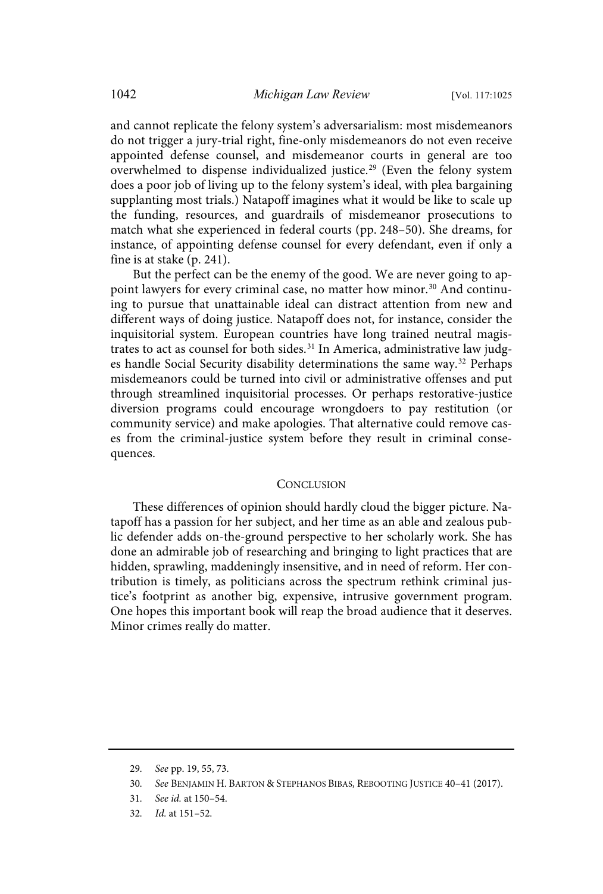and cannot replicate the felony system's adversarialism: most misdemeanors do not trigger a jury-trial right, fine-only misdemeanors do not even receive appointed defense counsel, and misdemeanor courts in general are too overwhelmed to dispense individualized justice.[29] (Even the felony system does a poor job of living up to the felony system's ideal, with plea bargaining supplanting most trials.) Natapoff imagines what it would be like to scale up the funding, resources, and guardrails of misdemeanor prosecutions to match what she experienced in federal courts (pp. 248–50). She dreams, for instance, of appointing defense counsel for every defendant, even if only a fine is at stake (p. 241).

But the perfect can be the enemy of the good. We are never going to appoint lawyers for every criminal case, no matter how minor.[30] And continuing to pursue that unattainable ideal can distract attention from new and different ways of doing justice. Natapoff does not, for instance, consider the inquisitorial system. European countries have long trained neutral magistrates to act as counsel for both sides.[31] In America, administrative law judges handle Social Security disability determinations the same way.[32] Perhaps misdemeanors could be turned into civil or administrative offenses and put through streamlined inquisitorial processes. Or perhaps restorative-justice diversion programs could encourage wrongdoers to pay restitution (or community service) and make apologies. That alternative could remove cases from the criminal-justice system before they result in criminal consequences.

## CONCLUSION

These differences of opinion should hardly cloud the bigger picture. Natapoff has a passion for her subject, and her time as an able and zealous public defender adds on-the-ground perspective to her scholarly work. She has done an admirable job of researching and bringing to light practices that are hidden, sprawling, maddeningly insensitive, and in need of reform. Her contribution is timely, as politicians across the spectrum rethink criminal justice's footprint as another big, expensive, intrusive government program. One hopes this important book will reap the broad audience that it deserves. Minor crimes really do matter.

---

29. *See* pp. 19, 55, 73.

30. *See* BENJAMIN H. BARTON & STEPHANOS BIBAS, REBOOTING JUSTICE 40–41 (2017).

31. *See id.* at 150–54.

32. *Id.* at 151–52.